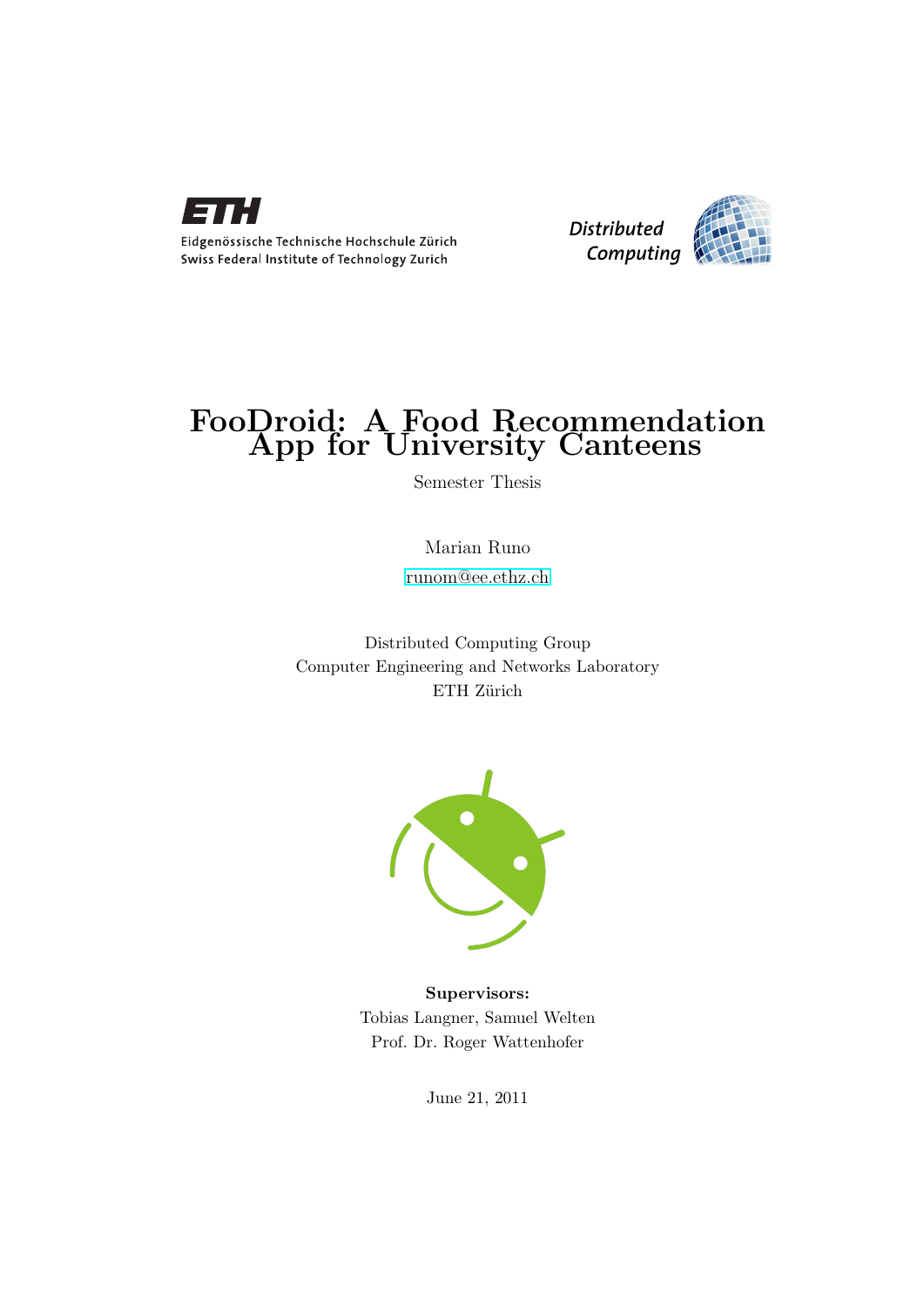Eidgenössische Technische Hochschule Zürich
Swiss Federal Institute of Technology Zurich

Distributed Computing

# FooDroid: A Food Recommendation App for University Canteens

Semester Thesis

Marian Runo

runom@ee.ethz.ch

Distributed Computing Group
Computer Engineering and Networks Laboratory
ETH Zürich

**Supervisors:**
Tobias Langner, Samuel Welten
Prof. Dr. Roger Wattenhofer

June 21, 2011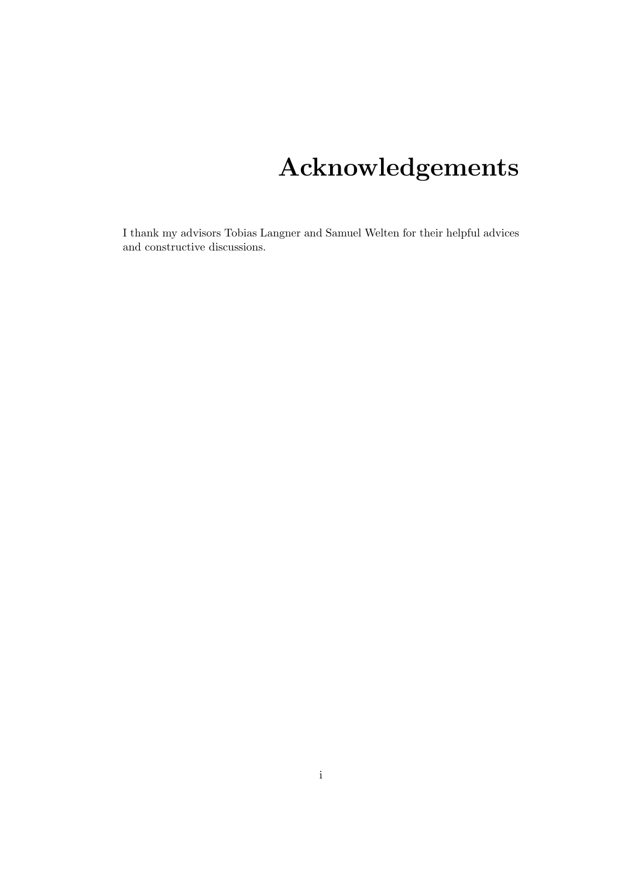# Acknowledgements

I thank my advisors Tobias Langner and Samuel Welten for their helpful advices and constructive discussions.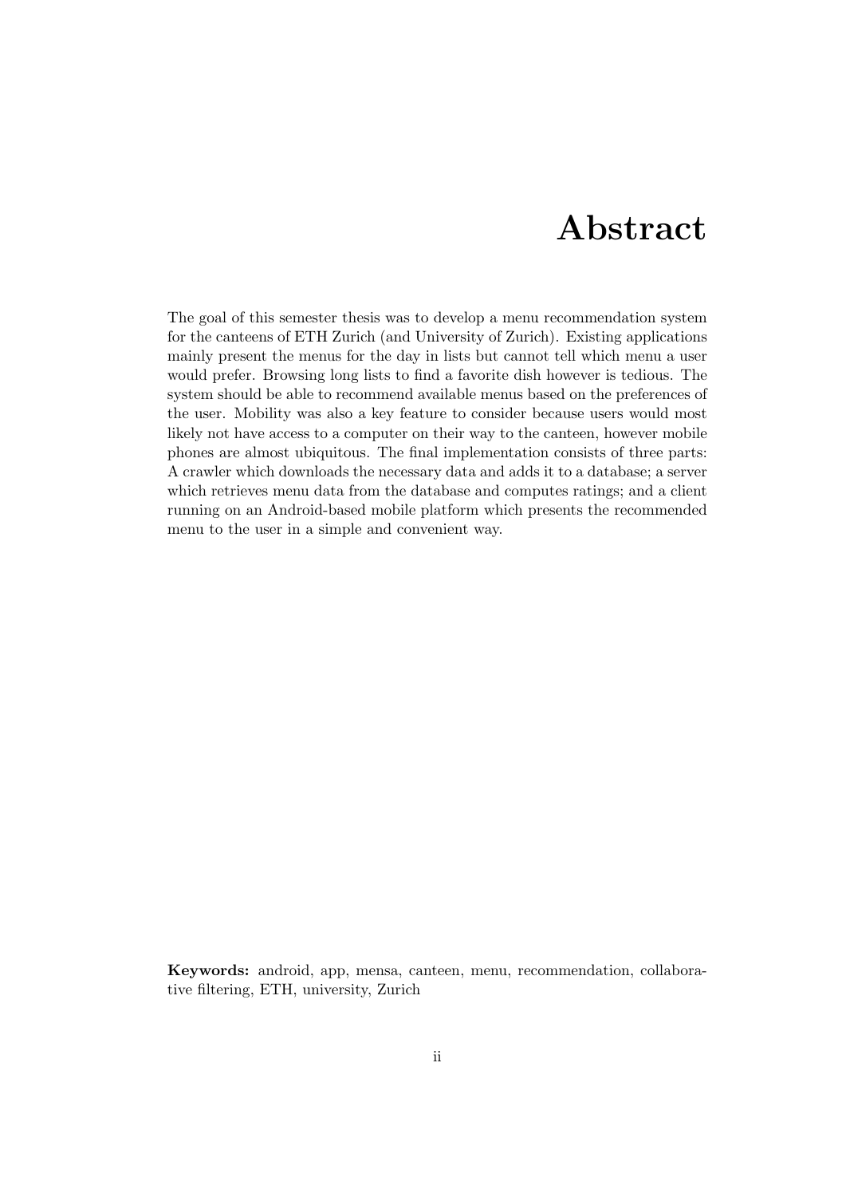# Abstract

The goal of this semester thesis was to develop a menu recommendation system for the canteens of ETH Zurich (and University of Zurich). Existing applications mainly present the menus for the day in lists but cannot tell which menu a user would prefer. Browsing long lists to find a favorite dish however is tedious. The system should be able to recommend available menus based on the preferences of the user. Mobility was also a key feature to consider because users would most likely not have access to a computer on their way to the canteen, however mobile phones are almost ubiquitous. The final implementation consists of three parts: A crawler which downloads the necessary data and adds it to a database; a server which retrieves menu data from the database and computes ratings; and a client running on an Android-based mobile platform which presents the recommended menu to the user in a simple and convenient way.

**Keywords:** android, app, mensa, canteen, menu, recommendation, collaborative filtering, ETH, university, Zurich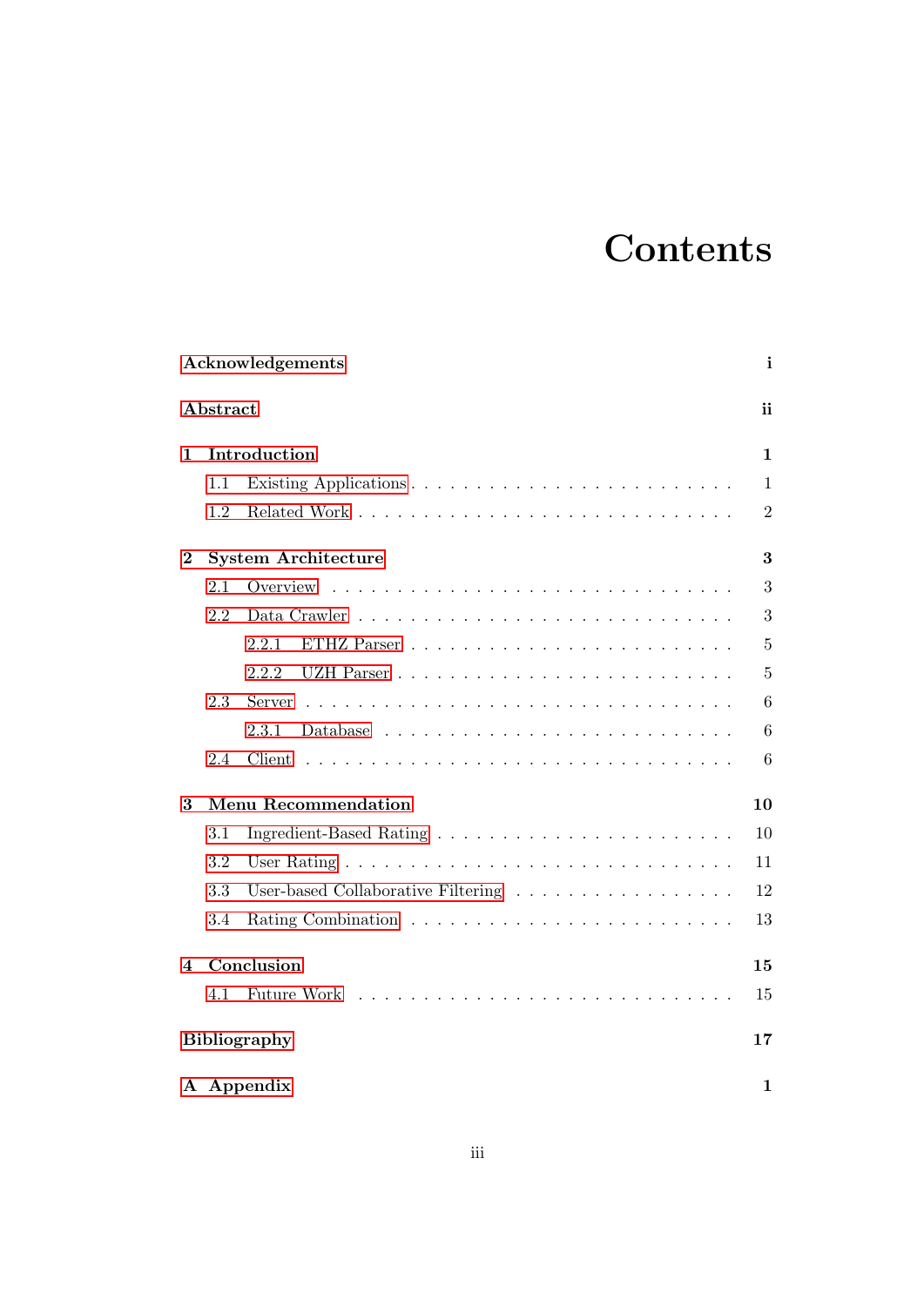# Contents

**Acknowledgements** **i**

**Abstract** **ii**

**1 Introduction** **1**

1.1 Existing Applications . . . . . . . . . . . . . . . . . . . . . . . . . 1

1.2 Related Work . . . . . . . . . . . . . . . . . . . . . . . . . . . . . 2

**2 System Architecture** **3**

2.1 Overview . . . . . . . . . . . . . . . . . . . . . . . . . . . . . . . 3

2.2 Data Crawler . . . . . . . . . . . . . . . . . . . . . . . . . . . . . 3

2.2.1 ETHZ Parser . . . . . . . . . . . . . . . . . . . . . . . . . 5

2.2.2 UZH Parser . . . . . . . . . . . . . . . . . . . . . . . . . . 5

2.3 Server . . . . . . . . . . . . . . . . . . . . . . . . . . . . . . . . . 6

2.3.1 Database . . . . . . . . . . . . . . . . . . . . . . . . . . . 6

2.4 Client . . . . . . . . . . . . . . . . . . . . . . . . . . . . . . . . . 6

**3 Menu Recommendation** **10**

3.1 Ingredient-Based Rating . . . . . . . . . . . . . . . . . . . . . . . 10

3.2 User Rating . . . . . . . . . . . . . . . . . . . . . . . . . . . . . . 11

3.3 User-based Collaborative Filtering . . . . . . . . . . . . . . . . . 12

3.4 Rating Combination . . . . . . . . . . . . . . . . . . . . . . . . . 13

**4 Conclusion** **15**

4.1 Future Work . . . . . . . . . . . . . . . . . . . . . . . . . . . . . 15

**Bibliography** **17**

**A Appendix** **1**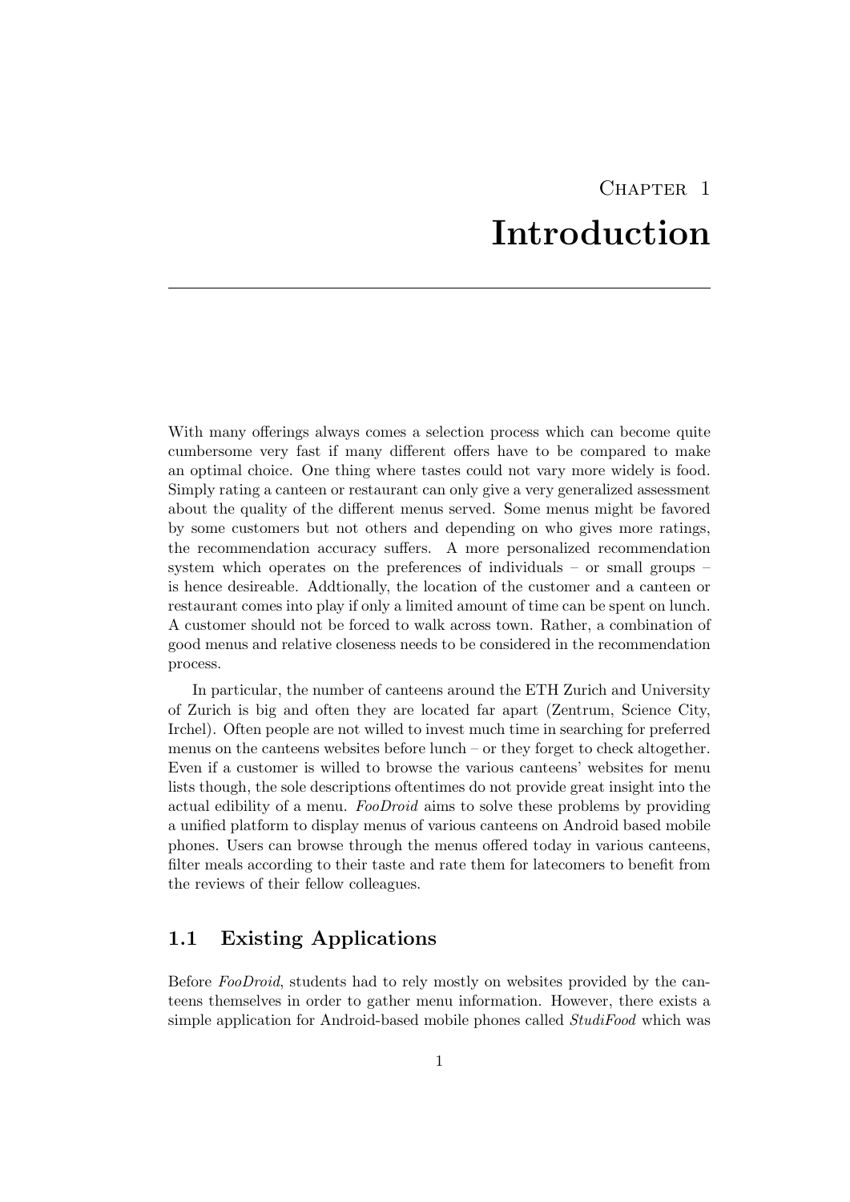# Chapter 1
# Introduction

With many offerings always comes a selection process which can become quite cumbersome very fast if many different offers have to be compared to make an optimal choice. One thing where tastes could not vary more widely is food. Simply rating a canteen or restaurant can only give a very generalized assessment about the quality of the different menus served. Some menus might be favored by some customers but not others and depending on who gives more ratings, the recommendation accuracy suffers. A more personalized recommendation system which operates on the preferences of individuals – or small groups – is hence desireable. Addtionally, the location of the customer and a canteen or restaurant comes into play if only a limited amount of time can be spent on lunch. A customer should not be forced to walk across town. Rather, a combination of good menus and relative closeness needs to be considered in the recommendation process.

In particular, the number of canteens around the ETH Zurich and University of Zurich is big and often they are located far apart (Zentrum, Science City, Irchel). Often people are not willed to invest much time in searching for preferred menus on the canteens websites before lunch – or they forget to check altogether. Even if a customer is willed to browse the various canteens' websites for menu lists though, the sole descriptions oftentimes do not provide great insight into the actual edibility of a menu. *FooDroid* aims to solve these problems by providing a unified platform to display menus of various canteens on Android based mobile phones. Users can browse through the menus offered today in various canteens, filter meals according to their taste and rate them for latecomers to benefit from the reviews of their fellow colleagues.

## 1.1 Existing Applications

Before *FooDroid*, students had to rely mostly on websites provided by the canteens themselves in order to gather menu information. However, there exists a simple application for Android-based mobile phones called *StudiFood* which was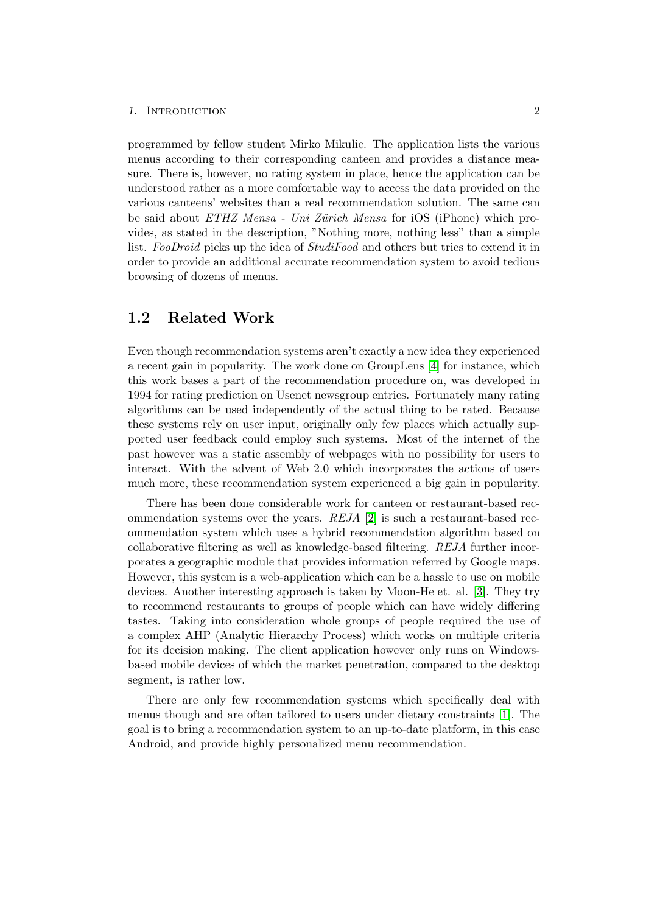programmed by fellow student Mirko Mikulic. The application lists the various menus according to their corresponding canteen and provides a distance measure. There is, however, no rating system in place, hence the application can be understood rather as a more comfortable way to access the data provided on the various canteens' websites than a real recommendation solution. The same can be said about *ETHZ Mensa - Uni Zürich Mensa* for iOS (iPhone) which provides, as stated in the description, "Nothing more, nothing less" than a simple list. *FooDroid* picks up the idea of *StudiFood* and others but tries to extend it in order to provide an additional accurate recommendation system to avoid tedious browsing of dozens of menus.

## 1.2 Related Work

Even though recommendation systems aren't exactly a new idea they experienced a recent gain in popularity. The work done on GroupLens [4] for instance, which this work bases a part of the recommendation procedure on, was developed in 1994 for rating prediction on Usenet newsgroup entries. Fortunately many rating algorithms can be used independently of the actual thing to be rated. Because these systems rely on user input, originally only few places which actually supported user feedback could employ such systems. Most of the internet of the past however was a static assembly of webpages with no possibility for users to interact. With the advent of Web 2.0 which incorporates the actions of users much more, these recommendation system experienced a big gain in popularity.

There has been done considerable work for canteen or restaurant-based recommendation systems over the years. *REJA* [2] is such a restaurant-based recommendation system which uses a hybrid recommendation algorithm based on collaborative filtering as well as knowledge-based filtering. *REJA* further incorporates a geographic module that provides information referred by Google maps. However, this system is a web-application which can be a hassle to use on mobile devices. Another interesting approach is taken by Moon-He et. al. [3]. They try to recommend restaurants to groups of people which can have widely differing tastes. Taking into consideration whole groups of people required the use of a complex AHP (Analytic Hierarchy Process) which works on multiple criteria for its decision making. The client application however only runs on Windows-based mobile devices of which the market penetration, compared to the desktop segment, is rather low.

There are only few recommendation systems which specifically deal with menus though and are often tailored to users under dietary constraints [1]. The goal is to bring a recommendation system to an up-to-date platform, in this case Android, and provide highly personalized menu recommendation.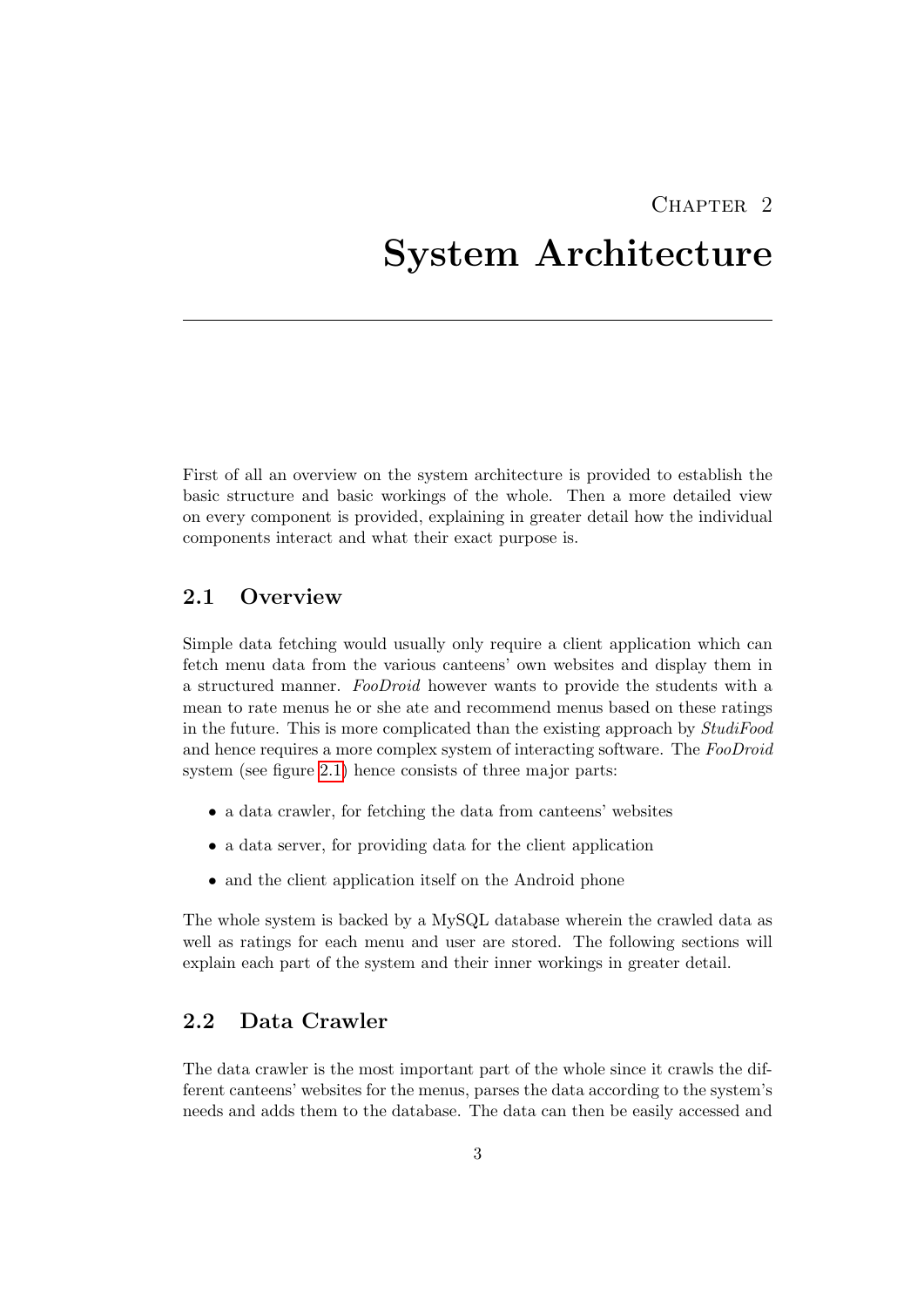# Chapter 2

# System Architecture

First of all an overview on the system architecture is provided to establish the basic structure and basic workings of the whole. Then a more detailed view on every component is provided, explaining in greater detail how the individual components interact and what their exact purpose is.

## 2.1 Overview

Simple data fetching would usually only require a client application which can fetch menu data from the various canteens' own websites and display them in a structured manner. *FooDroid* however wants to provide the students with a mean to rate menus he or she ate and recommend menus based on these ratings in the future. This is more complicated than the existing approach by *StudiFood* and hence requires a more complex system of interacting software. The *FooDroid* system (see figure 2.1) hence consists of three major parts:

- a data crawler, for fetching the data from canteens' websites
- a data server, for providing data for the client application
- and the client application itself on the Android phone

The whole system is backed by a MySQL database wherein the crawled data as well as ratings for each menu and user are stored. The following sections will explain each part of the system and their inner workings in greater detail.

## 2.2 Data Crawler

The data crawler is the most important part of the whole since it crawls the different canteens' websites for the menus, parses the data according to the system's needs and adds them to the database. The data can then be easily accessed and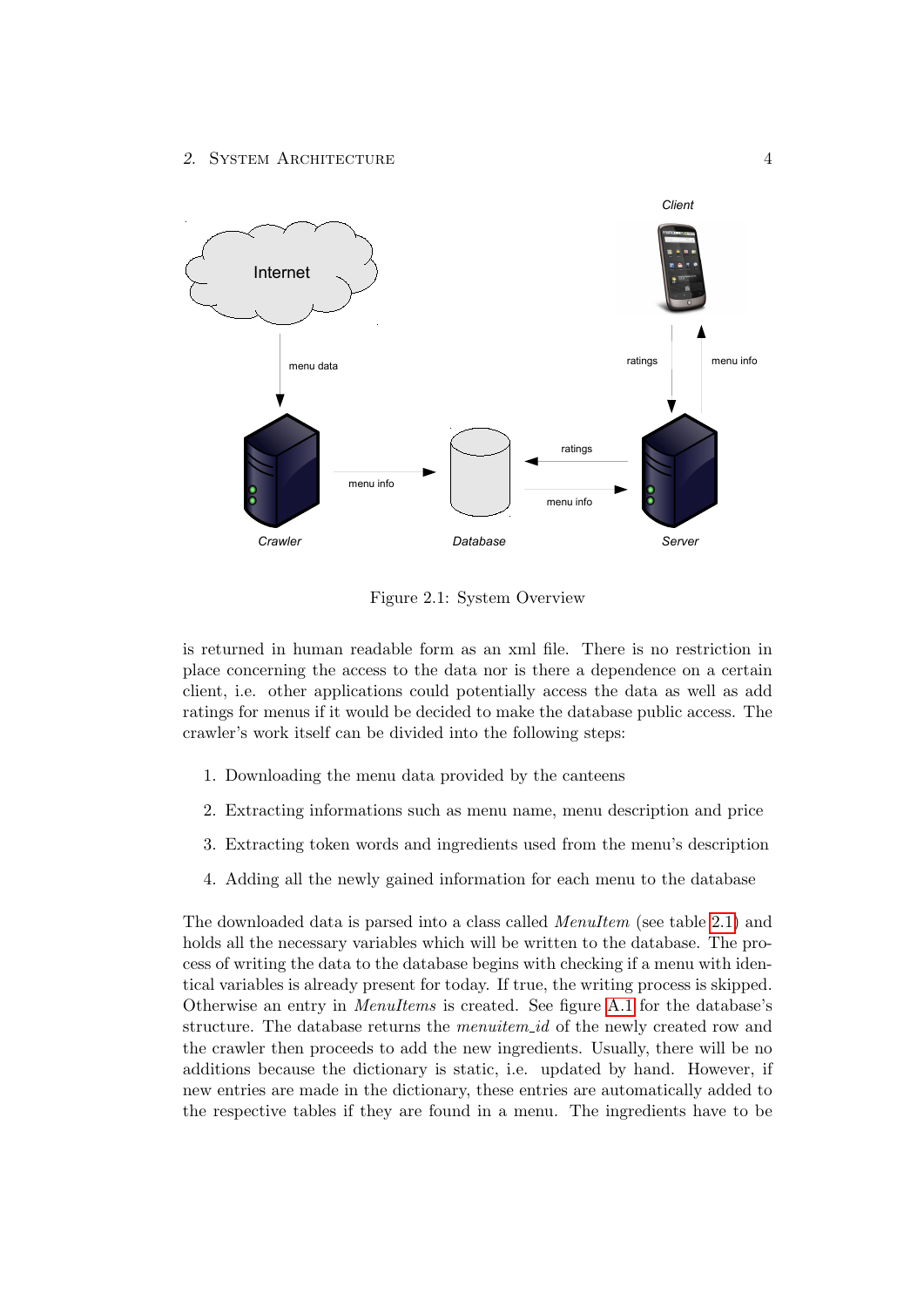Internet

menu data

Client

ratings

menu info

Crawler

menu info

Database

ratings

menu info

Server

Figure 2.1: System Overview

is returned in human readable form as an xml file. There is no restriction in place concerning the access to the data nor is there a dependence on a certain client, i.e. other applications could potentially access the data as well as add ratings for menus if it would be decided to make the database public access. The crawler's work itself can be divided into the following steps:

1. Downloading the menu data provided by the canteens
2. Extracting informations such as menu name, menu description and price
3. Extracting token words and ingredients used from the menu's description
4. Adding all the newly gained information for each menu to the database

The downloaded data is parsed into a class called *MenuItem* (see table 2.1) and holds all the necessary variables which will be written to the database. The process of writing the data to the database begins with checking if a menu with identical variables is already present for today. If true, the writing process is skipped. Otherwise an entry in *MenuItems* is created. See figure A.1 for the database's structure. The database returns the *menuitem_id* of the newly created row and the crawler then proceeds to add the new ingredients. Usually, there will be no additions because the dictionary is static, i.e. updated by hand. However, if new entries are made in the dictionary, these entries are automatically added to the respective tables if they are found in a menu. The ingredients have to be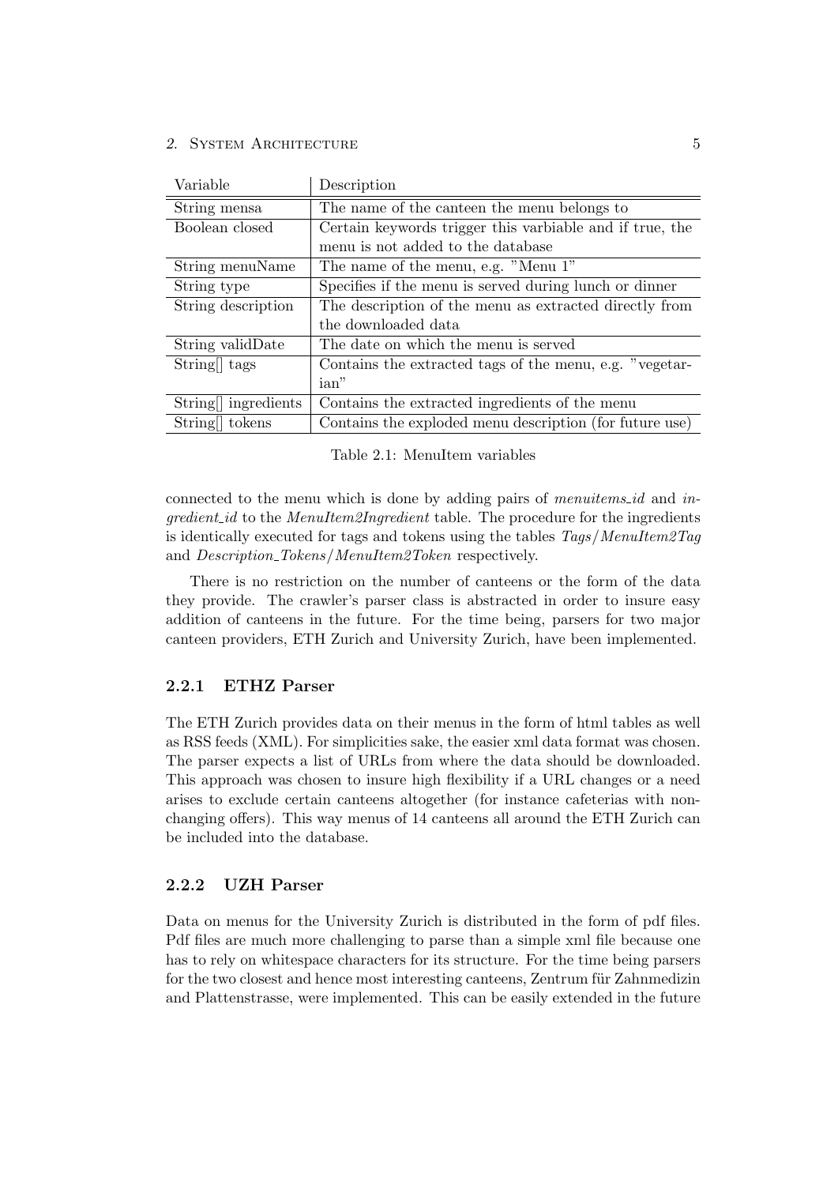| Variable | Description |
|---|---|
| String mensa | The name of the canteen the menu belongs to |
| Boolean closed | Certain keywords trigger this varbiable and if true, the menu is not added to the database |
| String menuName | The name of the menu, e.g. "Menu 1" |
| String type | Specifies if the menu is served during lunch or dinner |
| String description | The description of the menu as extracted directly from the downloaded data |
| String validDate | The date on which the menu is served |
| String[] tags | Contains the extracted tags of the menu, e.g. "vegetarian" |
| String[] ingredients | Contains the extracted ingredients of the menu |
| String[] tokens | Contains the exploded menu description (for future use) |

Table 2.1: MenuItem variables

connected to the menu which is done by adding pairs of *menuitems_id* and *ingredient_id* to the *MenuItem2Ingredient* table. The procedure for the ingredients is identically executed for tags and tokens using the tables *Tags/MenuItem2Tag* and *Description_Tokens/MenuItem2Token* respectively.

There is no restriction on the number of canteens or the form of the data they provide. The crawler's parser class is abstracted in order to insure easy addition of canteens in the future. For the time being, parsers for two major canteen providers, ETH Zurich and University Zurich, have been implemented.

### 2.2.1 ETHZ Parser

The ETH Zurich provides data on their menus in the form of html tables as well as RSS feeds (XML). For simplicities sake, the easier xml data format was chosen. The parser expects a list of URLs from where the data should be downloaded. This approach was chosen to insure high flexibility if a URL changes or a need arises to exclude certain canteens altogether (for instance cafeterias with non-changing offers). This way menus of 14 canteens all around the ETH Zurich can be included into the database.

### 2.2.2 UZH Parser

Data on menus for the University Zurich is distributed in the form of pdf files. Pdf files are much more challenging to parse than a simple xml file because one has to rely on whitespace characters for its structure. For the time being parsers for the two closest and hence most interesting canteens, Zentrum für Zahnmedizin and Plattenstrasse, were implemented. This can be easily extended in the future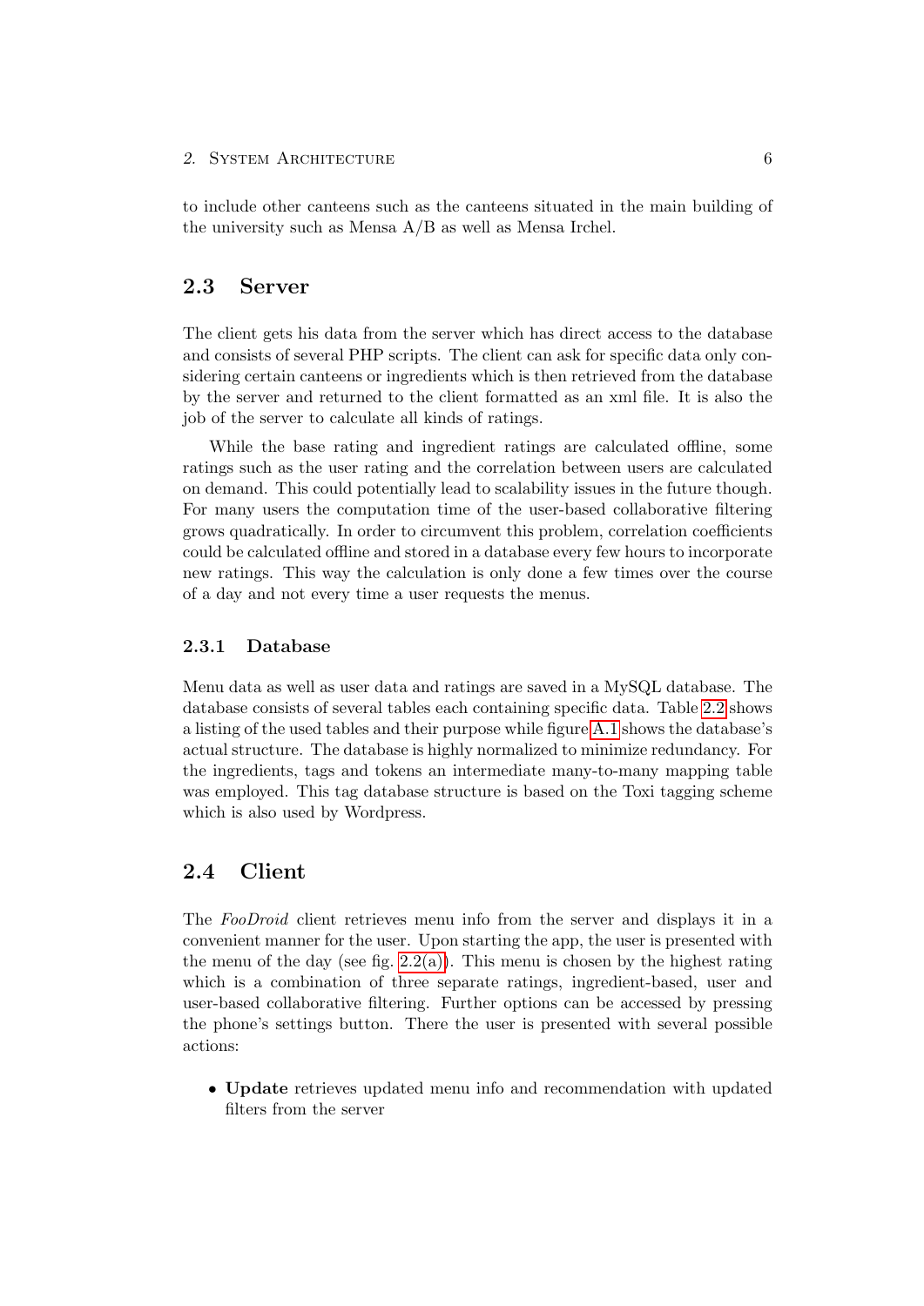to include other canteens such as the canteens situated in the main building of the university such as Mensa A/B as well as Mensa Irchel.

## 2.3 Server

The client gets his data from the server which has direct access to the database and consists of several PHP scripts. The client can ask for specific data only considering certain canteens or ingredients which is then retrieved from the database by the server and returned to the client formatted as an xml file. It is also the job of the server to calculate all kinds of ratings.

While the base rating and ingredient ratings are calculated offline, some ratings such as the user rating and the correlation between users are calculated on demand. This could potentially lead to scalability issues in the future though. For many users the computation time of the user-based collaborative filtering grows quadratically. In order to circumvent this problem, correlation coefficients could be calculated offline and stored in a database every few hours to incorporate new ratings. This way the calculation is only done a few times over the course of a day and not every time a user requests the menus.

### 2.3.1 Database

Menu data as well as user data and ratings are saved in a MySQL database. The database consists of several tables each containing specific data. Table 2.2 shows a listing of the used tables and their purpose while figure A.1 shows the database's actual structure. The database is highly normalized to minimize redundancy. For the ingredients, tags and tokens an intermediate many-to-many mapping table was employed. This tag database structure is based on the Toxi tagging scheme which is also used by Wordpress.

## 2.4 Client

The *FooDroid* client retrieves menu info from the server and displays it in a convenient manner for the user. Upon starting the app, the user is presented with the menu of the day (see fig. 2.2(a)). This menu is chosen by the highest rating which is a combination of three separate ratings, ingredient-based, user and user-based collaborative filtering. Further options can be accessed by pressing the phone's settings button. There the user is presented with several possible actions:

- **Update** retrieves updated menu info and recommendation with updated filters from the server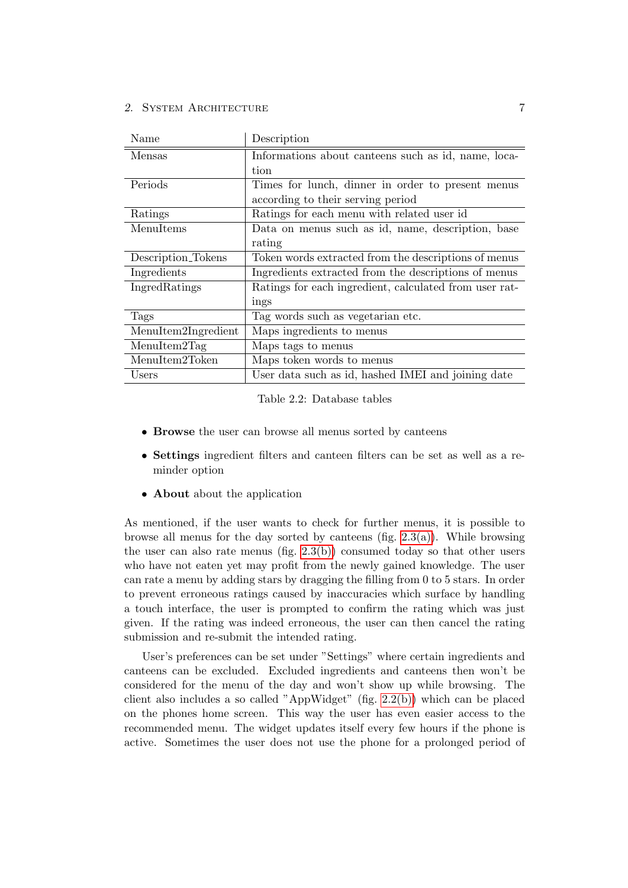| Name | Description |
|---|---|
| Mensas | Informations about canteens such as id, name, location |
| Periods | Times for lunch, dinner in order to present menus according to their serving period |
| Ratings | Ratings for each menu with related user id |
| MenuItems | Data on menus such as id, name, description, base rating |
| Description_Tokens | Token words extracted from the descriptions of menus |
| Ingredients | Ingredients extracted from the descriptions of menus |
| IngredRatings | Ratings for each ingredient, calculated from user ratings |
| Tags | Tag words such as vegetarian etc. |
| MenuItem2Ingredient | Maps ingredients to menus |
| MenuItem2Tag | Maps tags to menus |
| MenuItem2Token | Maps token words to menus |
| Users | User data such as id, hashed IMEI and joining date |

Table 2.2: Database tables

- **Browse** the user can browse all menus sorted by canteens
- **Settings** ingredient filters and canteen filters can be set as well as a reminder option
- **About** about the application

As mentioned, if the user wants to check for further menus, it is possible to browse all menus for the day sorted by canteens (fig. 2.3(a)). While browsing the user can also rate menus (fig. 2.3(b)) consumed today so that other users who have not eaten yet may profit from the newly gained knowledge. The user can rate a menu by adding stars by dragging the filling from 0 to 5 stars. In order to prevent erroneous ratings caused by inaccuracies which surface by handling a touch interface, the user is prompted to confirm the rating which was just given. If the rating was indeed erroneous, the user can then cancel the rating submission and re-submit the intended rating.

User's preferences can be set under "Settings" where certain ingredients and canteens can be excluded. Excluded ingredients and canteens then won't be considered for the menu of the day and won't show up while browsing. The client also includes a so called "AppWidget" (fig. 2.2(b)) which can be placed on the phones home screen. This way the user has even easier access to the recommended menu. The widget updates itself every few hours if the phone is active. Sometimes the user does not use the phone for a prolonged period of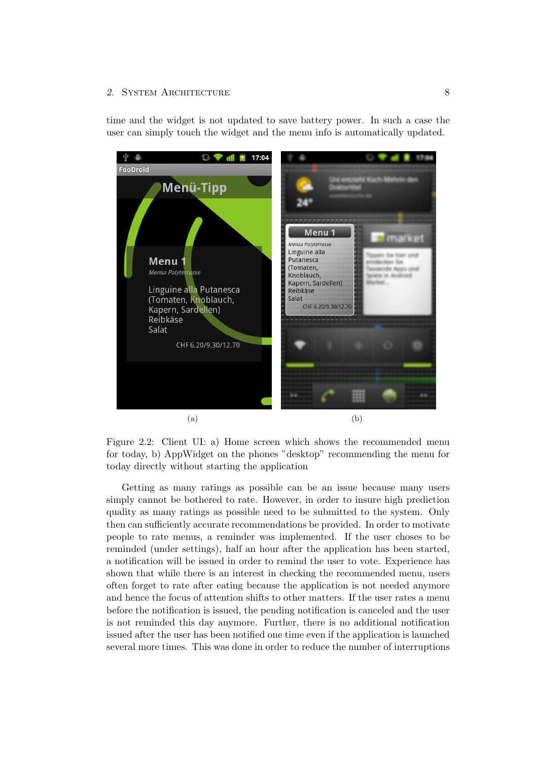time and the widget is not updated to save battery power. In such a case the user can simply touch the widget and the menu info is automatically updated.

(a)

(b)

Figure 2.2: Client UI: a) Home screen which shows the recommended menu for today, b) AppWidget on the phones "desktop" recommending the menu for today directly without starting the application

Getting as many ratings as possible can be an issue because many users simply cannot be bothered to rate. However, in order to insure high prediction quality as many ratings as possible need to be submitted to the system. Only then can sufficiently accurate recommendations be provided. In order to motivate people to rate menus, a reminder was implemented. If the user choses to be reminded (under settings), half an hour after the application has been started, a notification will be issued in order to remind the user to vote. Experience has shown that while there is an interest in checking the recommended menu, users often forget to rate after eating because the application is not needed anymore and hence the focus of attention shifts to other matters. If the user rates a menu before the notification is issued, the pending notification is canceled and the user is not reminded this day anymore. Further, there is no additional notification issued after the user has been notified one time even if the application is launched several more times. This was done in order to reduce the number of interruptions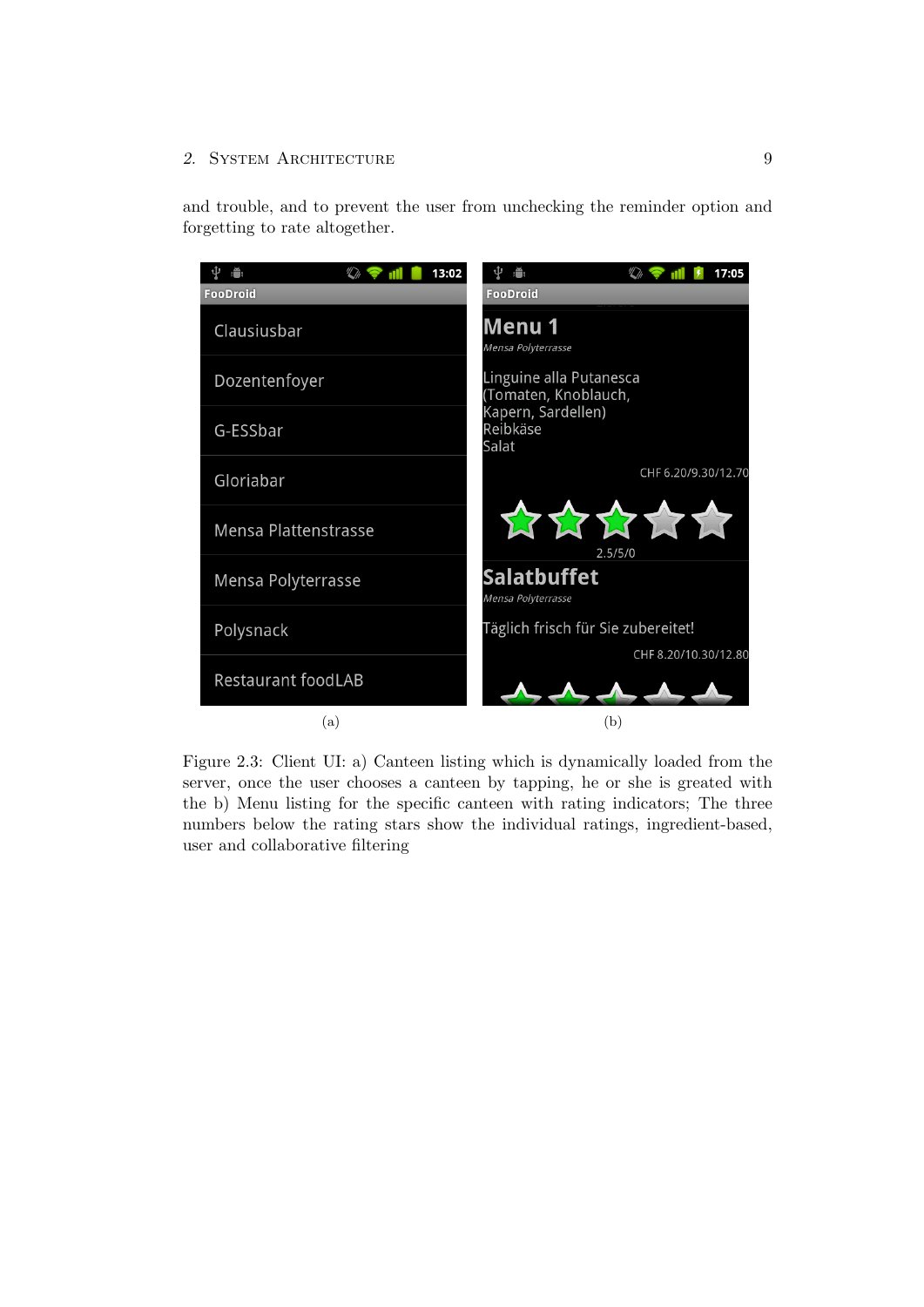and trouble, and to prevent the user from unchecking the reminder option and forgetting to rate altogether.

(a)

(b)

Figure 2.3: Client UI: a) Canteen listing which is dynamically loaded from the server, once the user chooses a canteen by tapping, he or she is greated with the b) Menu listing for the specific canteen with rating indicators; The three numbers below the rating stars show the individual ratings, ingredient-based, user and collaborative filtering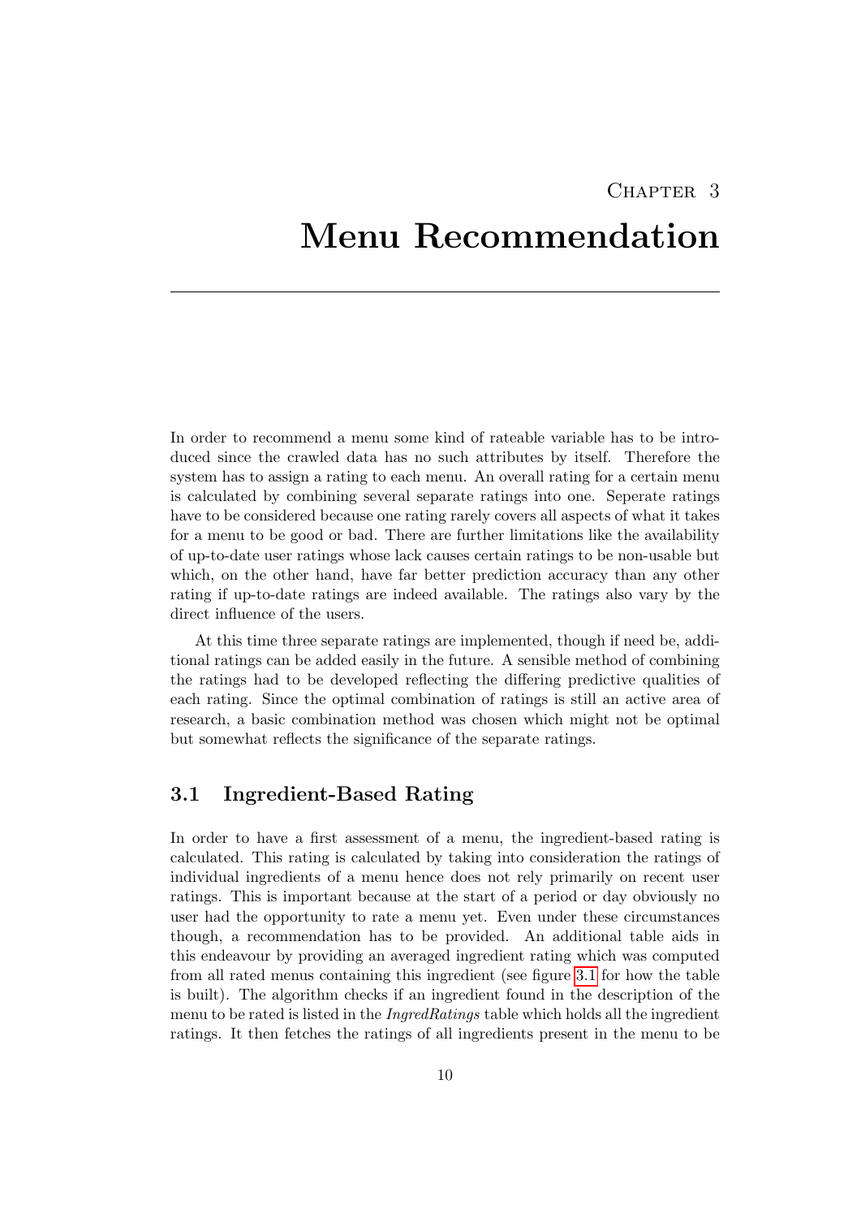# Chapter 3

# Menu Recommendation

In order to recommend a menu some kind of rateable variable has to be introduced since the crawled data has no such attributes by itself. Therefore the system has to assign a rating to each menu. An overall rating for a certain menu is calculated by combining several separate ratings into one. Seperate ratings have to be considered because one rating rarely covers all aspects of what it takes for a menu to be good or bad. There are further limitations like the availability of up-to-date user ratings whose lack causes certain ratings to be non-usable but which, on the other hand, have far better prediction accuracy than any other rating if up-to-date ratings are indeed available. The ratings also vary by the direct influence of the users.

At this time three separate ratings are implemented, though if need be, additional ratings can be added easily in the future. A sensible method of combining the ratings had to be developed reflecting the differing predictive qualities of each rating. Since the optimal combination of ratings is still an active area of research, a basic combination method was chosen which might not be optimal but somewhat reflects the significance of the separate ratings.

## 3.1 Ingredient-Based Rating

In order to have a first assessment of a menu, the ingredient-based rating is calculated. This rating is calculated by taking into consideration the ratings of individual ingredients of a menu hence does not rely primarily on recent user ratings. This is important because at the start of a period or day obviously no user had the opportunity to rate a menu yet. Even under these circumstances though, a recommendation has to be provided. An additional table aids in this endeavour by providing an averaged ingredient rating which was computed from all rated menus containing this ingredient (see figure 3.1 for how the table is built). The algorithm checks if an ingredient found in the description of the menu to be rated is listed in the *IngredRatings* table which holds all the ingredient ratings. It then fetches the ratings of all ingredients present in the menu to be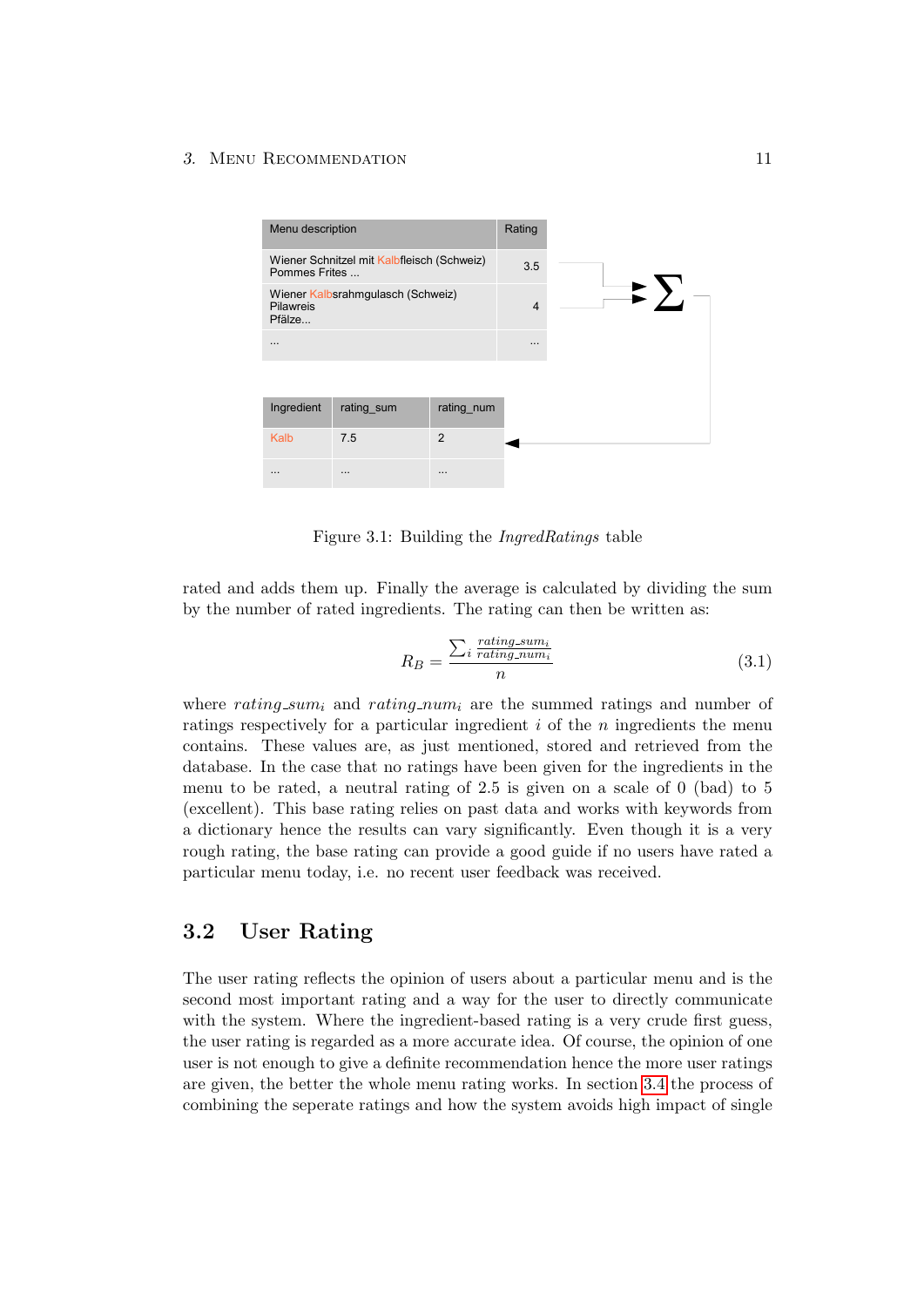| Menu description | Rating |
|---|---|
| Wiener Schnitzel mit Kalbfleisch (Schweiz) Pommes Frites ... | 3.5 |
| Wiener Kalbsrahmgulasch (Schweiz) Pilawreis Pfälze... | 4 |
| ... | ... |

Σ

| Ingredient | rating_sum | rating_num |
|---|---|---|
| Kalb | 7.5 | 2 |
| ... | ... | ... |

Figure 3.1: Building the *IngredRatings* table

rated and adds them up. Finally the average is calculated by dividing the sum by the number of rated ingredients. The rating can then be written as:

$$R_B = \frac{\sum_i \frac{rating\_sum_i}{rating\_num_i}}{n} \tag{3.1}$$

where $rating\_sum_i$ and $rating\_num_i$ are the summed ratings and number of ratings respectively for a particular ingredient $i$ of the $n$ ingredients the menu contains. These values are, as just mentioned, stored and retrieved from the database. In the case that no ratings have been given for the ingredients in the menu to be rated, a neutral rating of 2.5 is given on a scale of 0 (bad) to 5 (excellent). This base rating relies on past data and works with keywords from a dictionary hence the results can vary significantly. Even though it is a very rough rating, the base rating can provide a good guide if no users have rated a particular menu today, i.e. no recent user feedback was received.

## 3.2 User Rating

The user rating reflects the opinion of users about a particular menu and is the second most important rating and a way for the user to directly communicate with the system. Where the ingredient-based rating is a very crude first guess, the user rating is regarded as a more accurate idea. Of course, the opinion of one user is not enough to give a definite recommendation hence the more user ratings are given, the better the whole menu rating works. In section 3.4 the process of combining the seperate ratings and how the system avoids high impact of single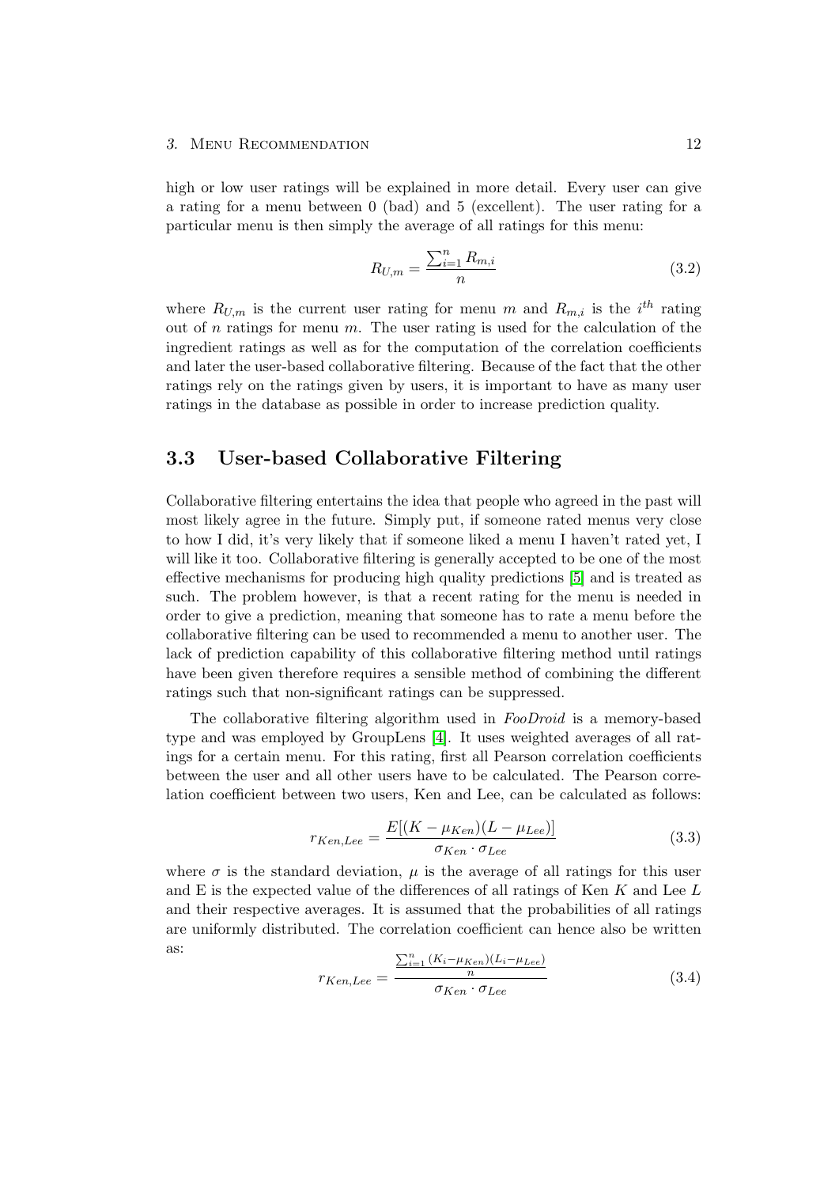high or low user ratings will be explained in more detail. Every user can give a rating for a menu between 0 (bad) and 5 (excellent). The user rating for a particular menu is then simply the average of all ratings for this menu:

$$R_{U,m} = \frac{\sum_{i=1}^{n} R_{m,i}}{n} \tag{3.2}$$

where $R_{U,m}$ is the current user rating for menu $m$ and $R_{m,i}$ is the $i^{th}$ rating out of $n$ ratings for menu $m$. The user rating is used for the calculation of the ingredient ratings as well as for the computation of the correlation coefficients and later the user-based collaborative filtering. Because of the fact that the other ratings rely on the ratings given by users, it is important to have as many user ratings in the database as possible in order to increase prediction quality.

## 3.3 User-based Collaborative Filtering

Collaborative filtering entertains the idea that people who agreed in the past will most likely agree in the future. Simply put, if someone rated menus very close to how I did, it's very likely that if someone liked a menu I haven't rated yet, I will like it too. Collaborative filtering is generally accepted to be one of the most effective mechanisms for producing high quality predictions [5] and is treated as such. The problem however, is that a recent rating for the menu is needed in order to give a prediction, meaning that someone has to rate a menu before the collaborative filtering can be used to recommended a menu to another user. The lack of prediction capability of this collaborative filtering method until ratings have been given therefore requires a sensible method of combining the different ratings such that non-significant ratings can be suppressed.

The collaborative filtering algorithm used in *FooDroid* is a memory-based type and was employed by GroupLens [4]. It uses weighted averages of all ratings for a certain menu. For this rating, first all Pearson correlation coefficients between the user and all other users have to be calculated. The Pearson correlation coefficient between two users, Ken and Lee, can be calculated as follows:

$$r_{Ken,Lee} = \frac{E[(K - \mu_{Ken})(L - \mu_{Lee})]}{\sigma_{Ken} \cdot \sigma_{Lee}} \tag{3.3}$$

where $\sigma$ is the standard deviation, $\mu$ is the average of all ratings for this user and E is the expected value of the differences of all ratings of Ken $K$ and Lee $L$ and their respective averages. It is assumed that the probabilities of all ratings are uniformly distributed. The correlation coefficient can hence also be written as:

$$r_{Ken,Lee} = \frac{\frac{\sum_{i=1}^{n} (K_i - \mu_{Ken})(L_i - \mu_{Lee})}{n}}{\sigma_{Ken} \cdot \sigma_{Lee}} \tag{3.4}$$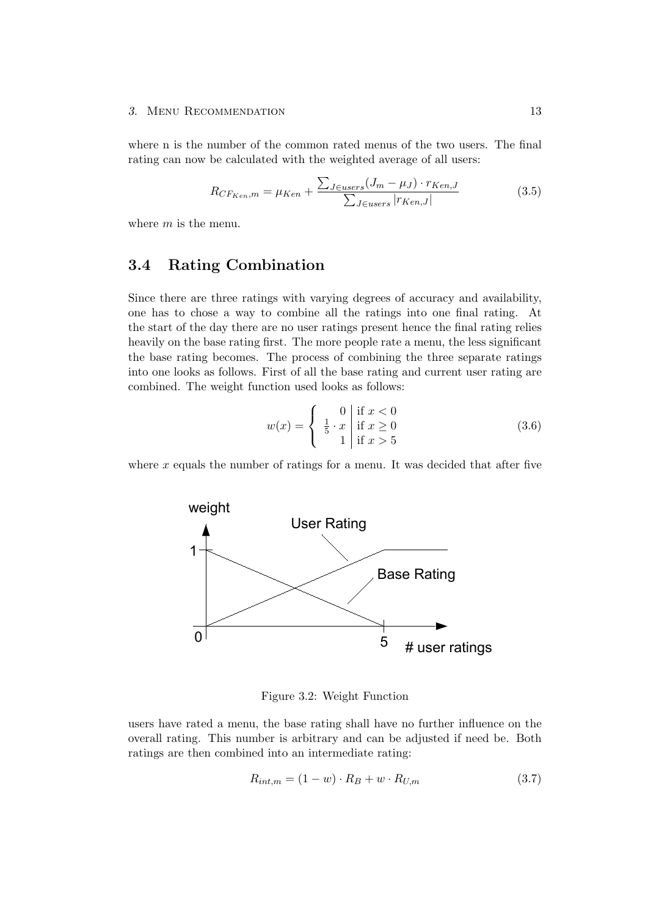where n is the number of the common rated menus of the two users. The final rating can now be calculated with the weighted average of all users:

$$R_{CF_{Ken},m} = \mu_{Ken} + \frac{\sum_{J \in users}(J_m - \mu_J) \cdot r_{Ken,J}}{\sum_{J \in users} |r_{Ken,J}|} \tag{3.5}$$

where $m$ is the menu.

## 3.4 Rating Combination

Since there are three ratings with varying degrees of accuracy and availability, one has to chose a way to combine all the ratings into one final rating. At the start of the day there are no user ratings present hence the final rating relies heavily on the base rating first. The more people rate a menu, the less significant the base rating becomes. The process of combining the three separate ratings into one looks as follows. First of all the base rating and current user rating are combined. The weight function used looks as follows:

$$w(x) = \left\{ \begin{array}{r|l} 0 & \text{if } x < 0 \\ \frac{1}{5} \cdot x & \text{if } x \geq 0 \\ 1 & \text{if } x > 5 \end{array} \right. \tag{3.6}$$

where $x$ equals the number of ratings for a menu. It was decided that after five

weight

User Rating

Base Rating

1

0

5

# user ratings

Figure 3.2: Weight Function

users have rated a menu, the base rating shall have no further influence on the overall rating. This number is arbitrary and can be adjusted if need be. Both ratings are then combined into an intermediate rating:

$$R_{int,m} = (1 - w) \cdot R_B + w \cdot R_{U,m} \tag{3.7}$$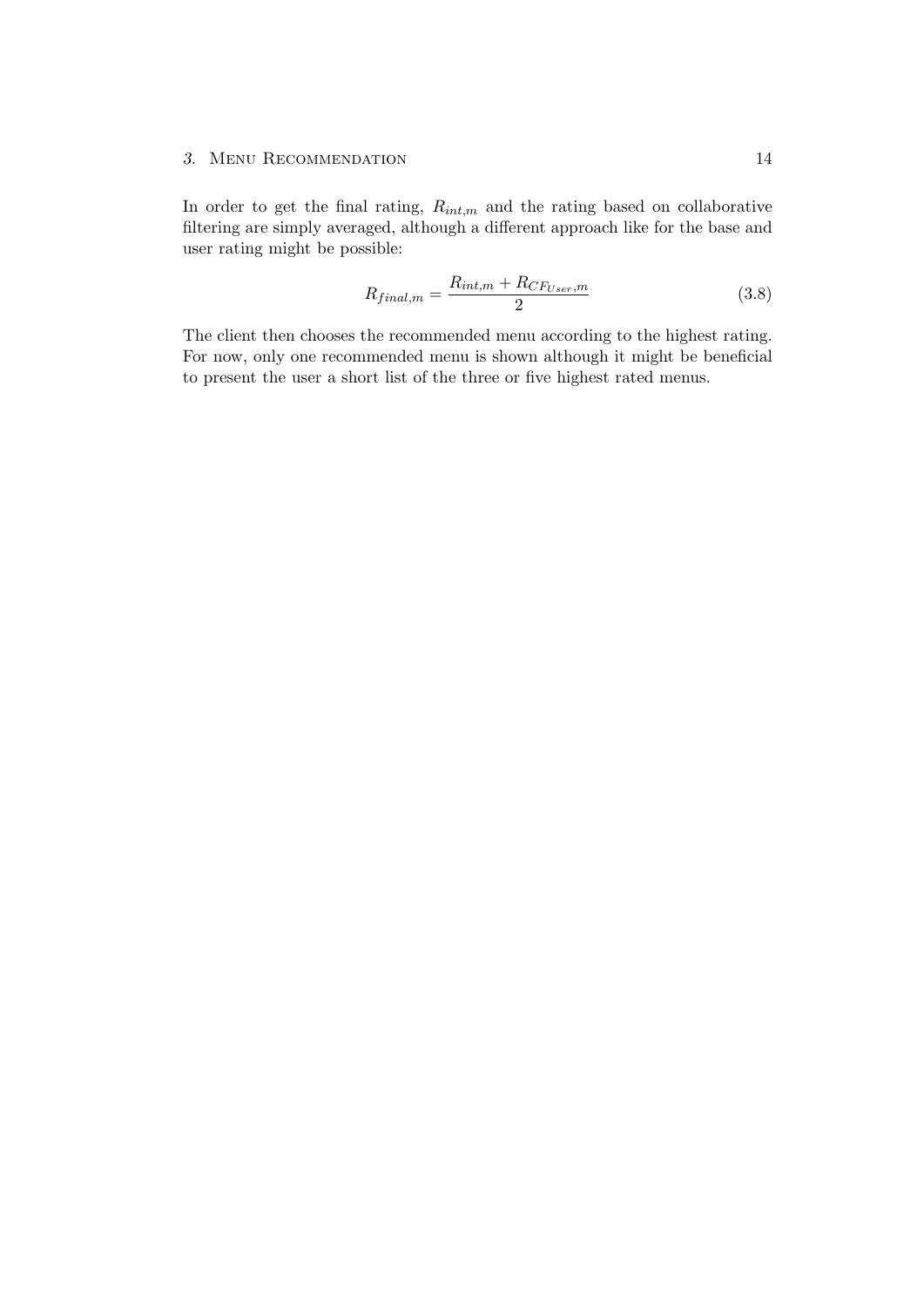In order to get the final rating, $R_{int,m}$ and the rating based on collaborative filtering are simply averaged, although a different approach like for the base and user rating might be possible:

$$R_{final,m} = \frac{R_{int,m} + R_{CF_{User},m}}{2} \tag{3.8}$$

The client then chooses the recommended menu according to the highest rating. For now, only one recommended menu is shown although it might be beneficial to present the user a short list of the three or five highest rated menus.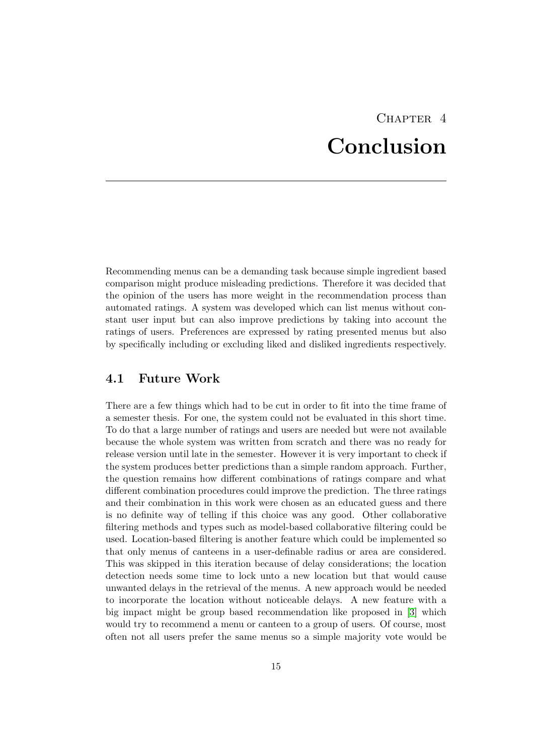# Chapter 4
# Conclusion

Recommending menus can be a demanding task because simple ingredient based comparison might produce misleading predictions. Therefore it was decided that the opinion of the users has more weight in the recommendation process than automated ratings. A system was developed which can list menus without constant user input but can also improve predictions by taking into account the ratings of users. Preferences are expressed by rating presented menus but also by specifically including or excluding liked and disliked ingredients respectively.

## 4.1 Future Work

There are a few things which had to be cut in order to fit into the time frame of a semester thesis. For one, the system could not be evaluated in this short time. To do that a large number of ratings and users are needed but were not available because the whole system was written from scratch and there was no ready for release version until late in the semester. However it is very important to check if the system produces better predictions than a simple random approach. Further, the question remains how different combinations of ratings compare and what different combination procedures could improve the prediction. The three ratings and their combination in this work were chosen as an educated guess and there is no definite way of telling if this choice was any good. Other collaborative filtering methods and types such as model-based collaborative filtering could be used. Location-based filtering is another feature which could be implemented so that only menus of canteens in a user-definable radius or area are considered. This was skipped in this iteration because of delay considerations; the location detection needs some time to lock unto a new location but that would cause unwanted delays in the retrieval of the menus. A new approach would be needed to incorporate the location without noticeable delays. A new feature with a big impact might be group based recommendation like proposed in [3] which would try to recommend a menu or canteen to a group of users. Of course, most often not all users prefer the same menus so a simple majority vote would be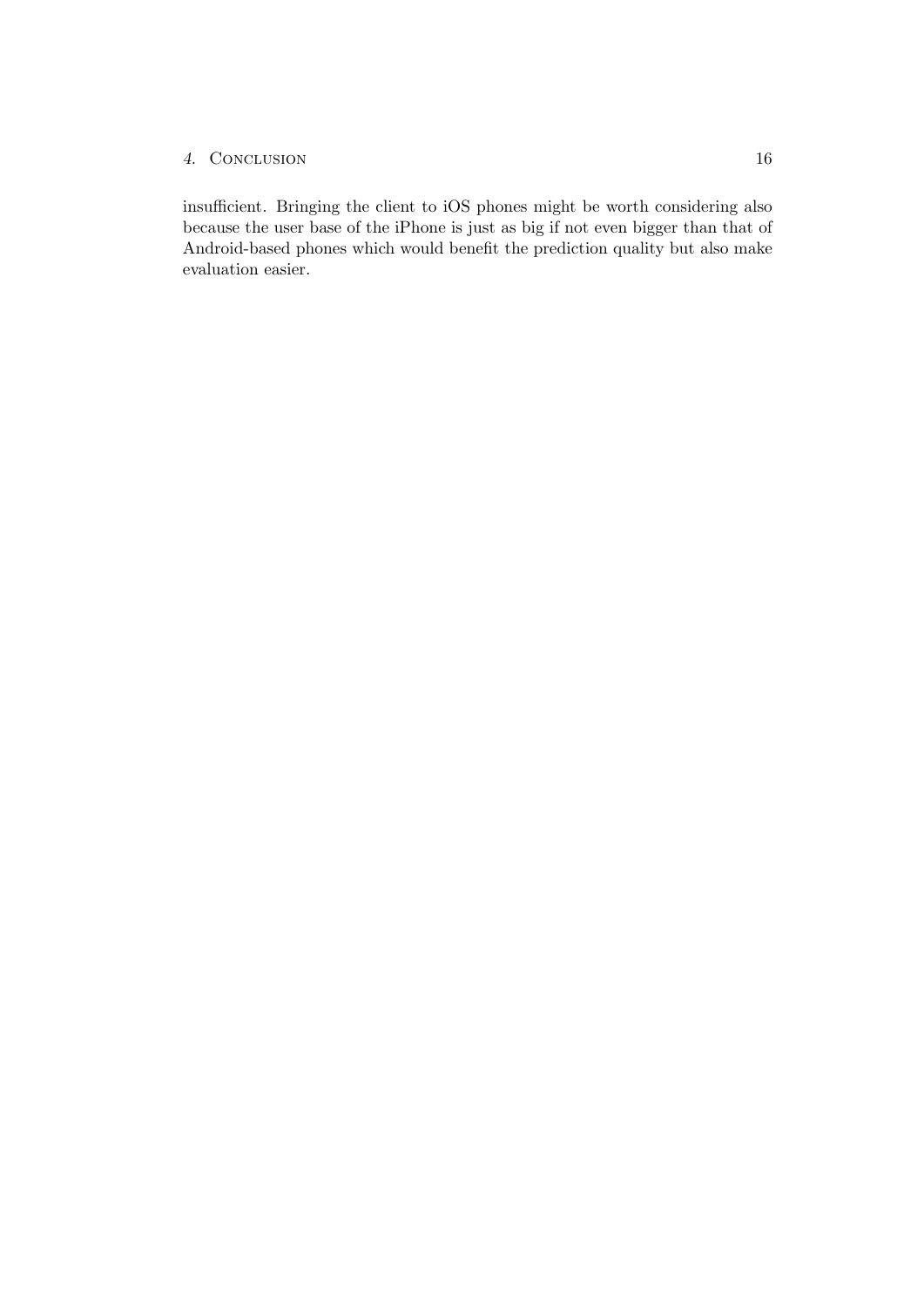insufficient. Bringing the client to iOS phones might be worth considering also because the user base of the iPhone is just as big if not even bigger than that of Android-based phones which would benefit the prediction quality but also make evaluation easier.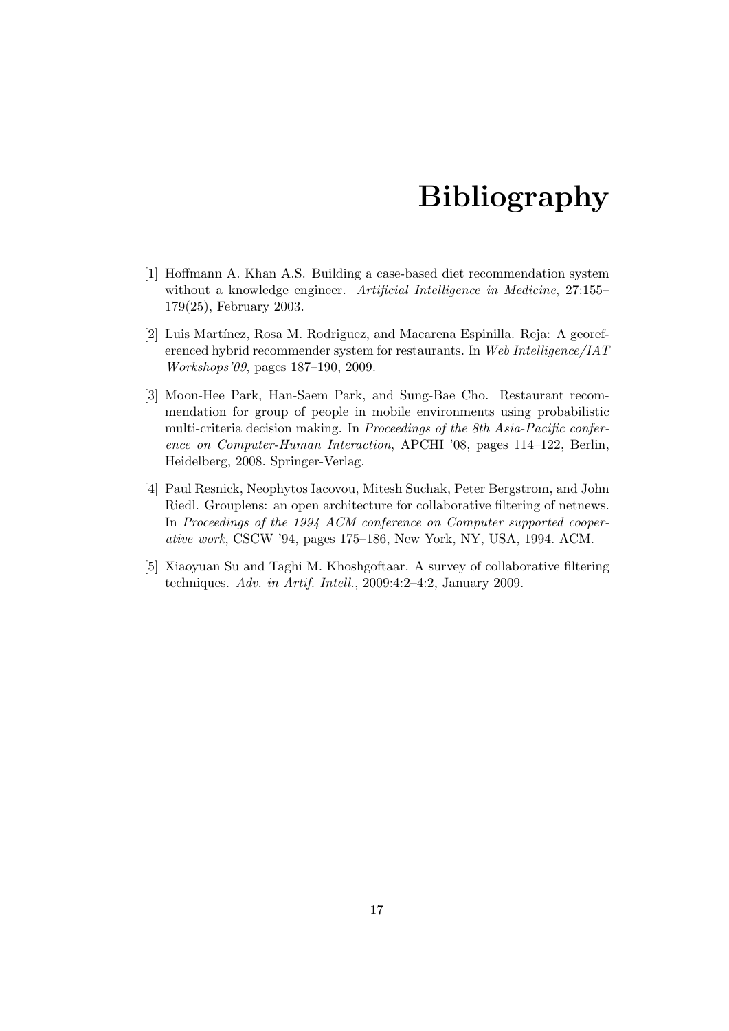# Bibliography

[1] Hoffmann A. Khan A.S. Building a case-based diet recommendation system without a knowledge engineer. *Artificial Intelligence in Medicine*, 27:155–179(25), February 2003.

[2] Luis Martínez, Rosa M. Rodriguez, and Macarena Espinilla. Reja: A georeferenced hybrid recommender system for restaurants. In *Web Intelligence/IAT Workshops'09*, pages 187–190, 2009.

[3] Moon-Hee Park, Han-Saem Park, and Sung-Bae Cho. Restaurant recommendation for group of people in mobile environments using probabilistic multi-criteria decision making. In *Proceedings of the 8th Asia-Pacific conference on Computer-Human Interaction*, APCHI '08, pages 114–122, Berlin, Heidelberg, 2008. Springer-Verlag.

[4] Paul Resnick, Neophytos Iacovou, Mitesh Suchak, Peter Bergstrom, and John Riedl. Grouplens: an open architecture for collaborative filtering of netnews. In *Proceedings of the 1994 ACM conference on Computer supported cooperative work*, CSCW '94, pages 175–186, New York, NY, USA, 1994. ACM.

[5] Xiaoyuan Su and Taghi M. Khoshgoftaar. A survey of collaborative filtering techniques. *Adv. in Artif. Intell.*, 2009:4:2–4:2, January 2009.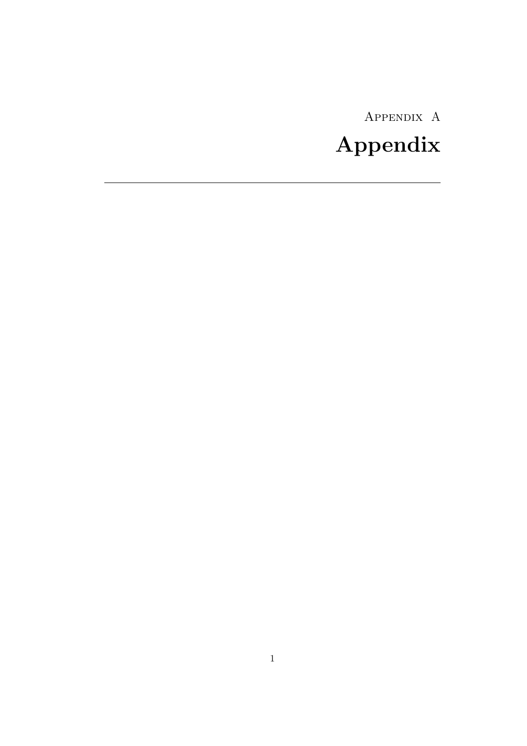# Appendix A

# Appendix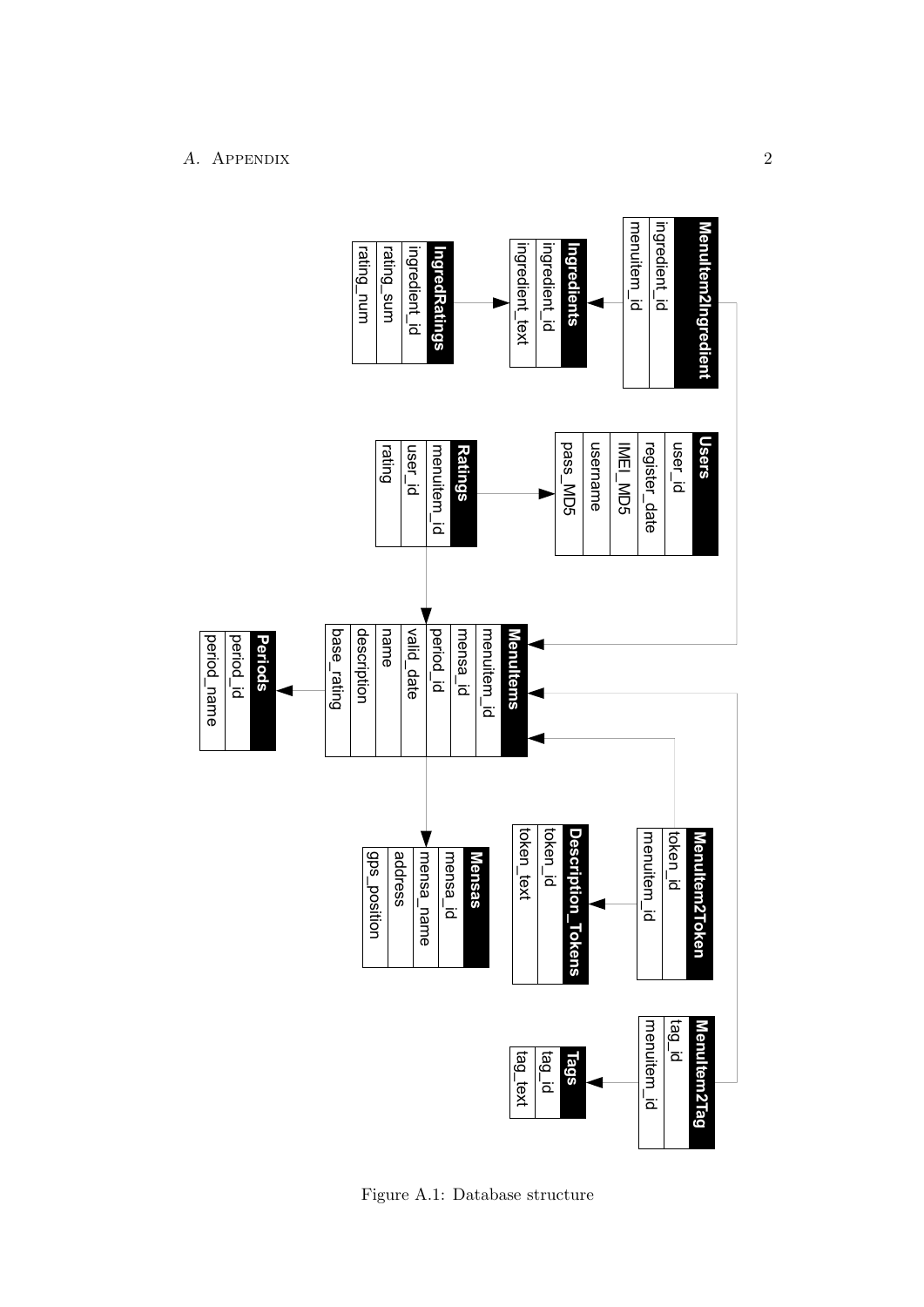MenuItem2Ingredient
ingredient_id
menuitem_id

Ingredients
ingredient_id
ingredient_text

IngredRatings
ingredient_id
rating_sum
rating_num

Users
user_id
register_date
IMEI_MD5
username
pass_MD5

Ratings
menuitem_id
user_id
rating

MenuItems
menuitem_id
mensa_id
period_id
valid_date
name
description
base_rating

Periods
period_id
period_name

MenuItem2Token
token_id
menuitem_id

Description_Tokens
token_id
token_text

Mensas
mensa_id
mensa_name
address
gps_position

MenuItem2Tag
tag_id
menuitem_id

Tags
tag_id
tag_text

Figure A.1: Database structure